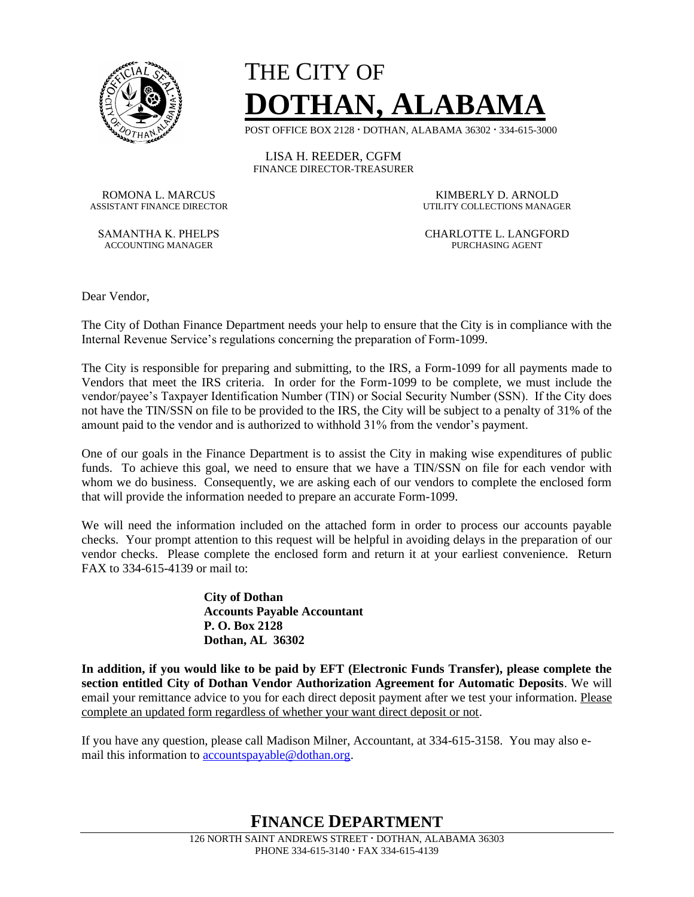# THE CITY OF
# DOTHAN, ALABAMA

POST OFFICE BOX 2128 · DOTHAN, ALABAMA 36302 · 334-615-3000

LISA H. REEDER, CGFM
FINANCE DIRECTOR-TREASURER

ROMONA L. MARCUS
ASSISTANT FINANCE DIRECTOR

KIMBERLY D. ARNOLD
UTILITY COLLECTIONS MANAGER

SAMANTHA K. PHELPS
ACCOUNTING MANAGER

CHARLOTTE L. LANGFORD
PURCHASING AGENT

Dear Vendor,

The City of Dothan Finance Department needs your help to ensure that the City is in compliance with the Internal Revenue Service's regulations concerning the preparation of Form-1099.

The City is responsible for preparing and submitting, to the IRS, a Form-1099 for all payments made to Vendors that meet the IRS criteria. In order for the Form-1099 to be complete, we must include the vendor/payee's Taxpayer Identification Number (TIN) or Social Security Number (SSN). If the City does not have the TIN/SSN on file to be provided to the IRS, the City will be subject to a penalty of 31% of the amount paid to the vendor and is authorized to withhold 31% from the vendor's payment.

One of our goals in the Finance Department is to assist the City in making wise expenditures of public funds. To achieve this goal, we need to ensure that we have a TIN/SSN on file for each vendor with whom we do business. Consequently, we are asking each of our vendors to complete the enclosed form that will provide the information needed to prepare an accurate Form-1099.

We will need the information included on the attached form in order to process our accounts payable checks. Your prompt attention to this request will be helpful in avoiding delays in the preparation of our vendor checks. Please complete the enclosed form and return it at your earliest convenience. Return FAX to 334-615-4139 or mail to:

**City of Dothan**
**Accounts Payable Accountant**
**P. O. Box 2128**
**Dothan, AL 36302**

**In addition, if you would like to be paid by EFT (Electronic Funds Transfer), please complete the section entitled City of Dothan Vendor Authorization Agreement for Automatic Deposits**. We will email your remittance advice to you for each direct deposit payment after we test your information. Please complete an updated form regardless of whether your want direct deposit or not.

If you have any question, please call Madison Milner, Accountant, at 334-615-3158. You may also e-mail this information to accountspayable@dothan.org.

## FINANCE DEPARTMENT

126 NORTH SAINT ANDREWS STREET · DOTHAN, ALABAMA 36303
PHONE 334-615-3140 · FAX 334-615-4139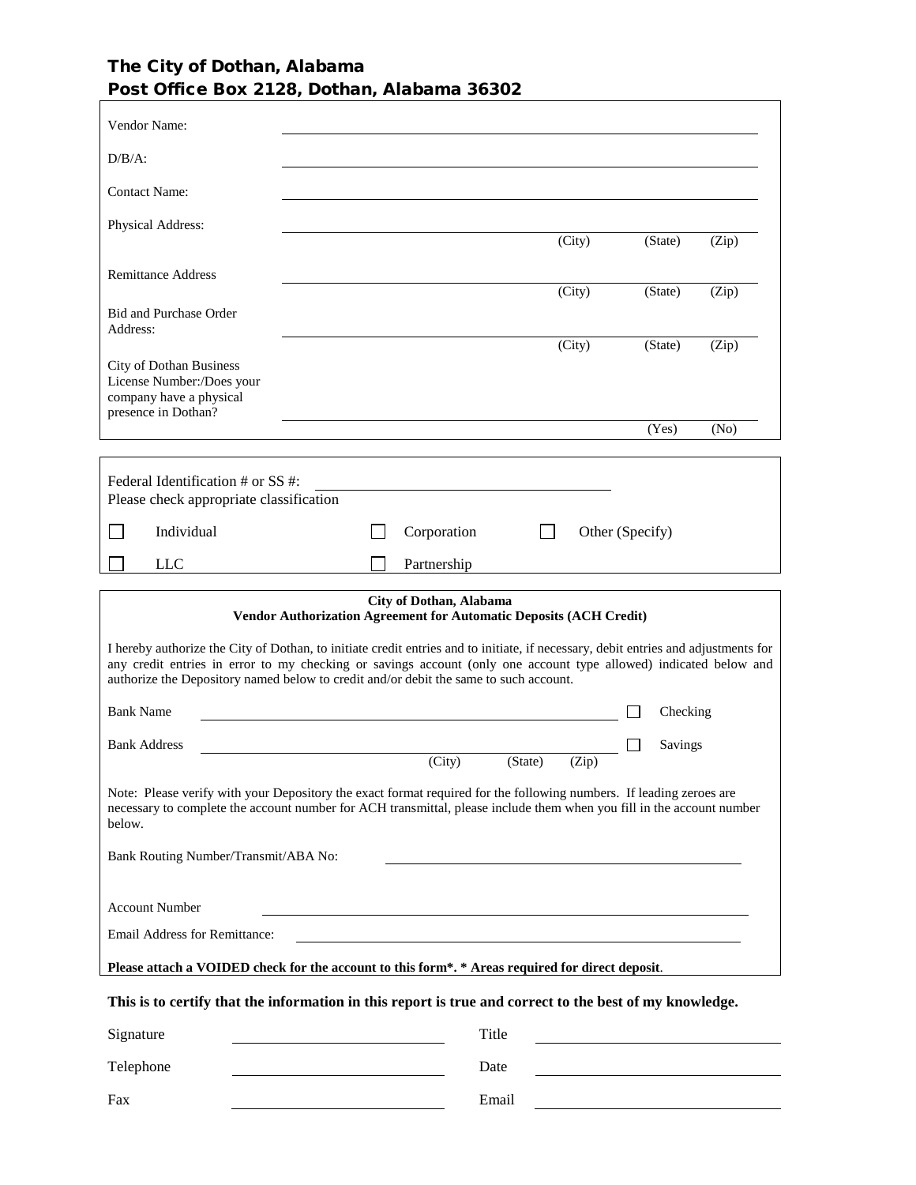# The City of Dothan, Alabama
# Post Office Box 2128, Dothan, Alabama 36302

Vendor Name: ______________________________

D/B/A: ______________________________

Contact Name: ______________________________

Physical Address: ______________________________
(City) (State) (Zip)

Remittance Address ______________________________
(City) (State) (Zip)

Bid and Purchase Order Address: ______________________________
(City) (State) (Zip)

City of Dothan Business License Number:/Does your company have a physical presence in Dothan? ______________________________
(Yes) (No)

---

Federal Identification # or SS #: ______________________________

Please check appropriate classification

☐ Individual ☐ Corporation ☐ Other (Specify)

☐ LLC ☐ Partnership

---

**City of Dothan, Alabama**
**Vendor Authorization Agreement for Automatic Deposits (ACH Credit)**

I hereby authorize the City of Dothan, to initiate credit entries and to initiate, if necessary, debit entries and adjustments for any credit entries in error to my checking or savings account (only one account type allowed) indicated below and authorize the Depository named below to credit and/or debit the same to such account.

Bank Name ______________________________ ☐ Checking

Bank Address ______________________________ ☐ Savings
(City) (State) (Zip)

Note: Please verify with your Depository the exact format required for the following numbers. If leading zeroes are necessary to complete the account number for ACH transmittal, please include them when you fill in the account number below.

Bank Routing Number/Transmit/ABA No: ______________________________

Account Number ______________________________

Email Address for Remittance: ______________________________

**Please attach a VOIDED check for the account to this form*. * Areas required for direct deposit**.

**This is to certify that the information in this report is true and correct to the best of my knowledge.**

Signature ____________________ Title ____________________

Telephone ____________________ Date ____________________

Fax ____________________ Email ____________________